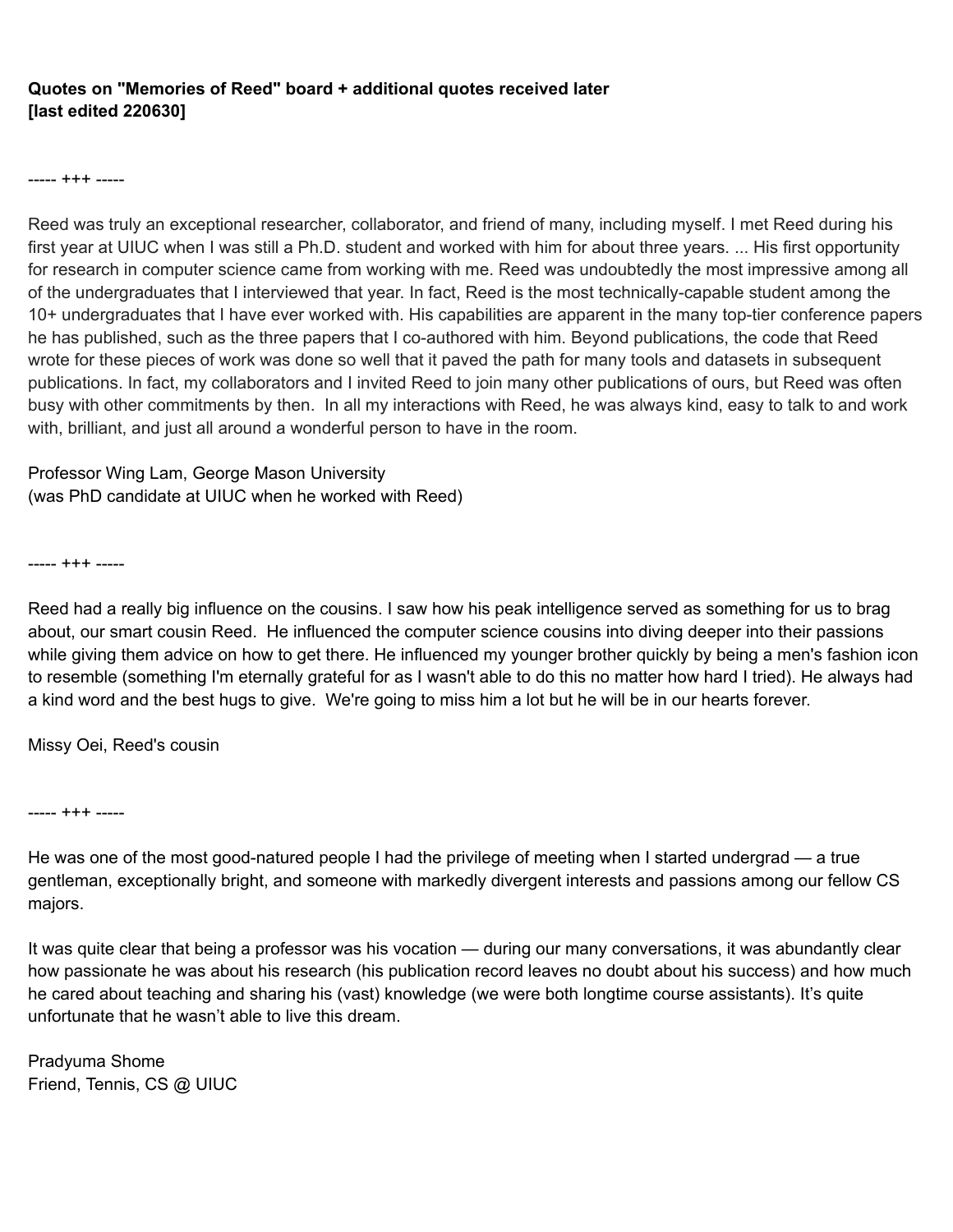**Quotes on "Memories of Reed" board + additional quotes received later [last edited 220630]**

----- +++ -----

Reed was truly an exceptional researcher, collaborator, and friend of many, including myself. I met Reed during his first year at UIUC when I was still a Ph.D. student and worked with him for about three years. ... His first opportunity for research in computer science came from working with me. Reed was undoubtedly the most impressive among all of the undergraduates that I interviewed that year. In fact, Reed is the most technically-capable student among the 10+ undergraduates that I have ever worked with. His capabilities are apparent in the many top-tier conference papers he has published, such as the three papers that I co-authored with him. Beyond publications, the code that Reed wrote for these pieces of work was done so well that it paved the path for many tools and datasets in subsequent publications. In fact, my collaborators and I invited Reed to join many other publications of ours, but Reed was often busy with other commitments by then. In all my interactions with Reed, he was always kind, easy to talk to and work with, brilliant, and just all around a wonderful person to have in the room.

Professor Wing Lam, George Mason University
(was PhD candidate at UIUC when he worked with Reed)

----- +++ -----

Reed had a really big influence on the cousins. I saw how his peak intelligence served as something for us to brag about, our smart cousin Reed. He influenced the computer science cousins into diving deeper into their passions while giving them advice on how to get there. He influenced my younger brother quickly by being a men's fashion icon to resemble (something I'm eternally grateful for as I wasn't able to do this no matter how hard I tried). He always had a kind word and the best hugs to give. We're going to miss him a lot but he will be in our hearts forever.

Missy Oei, Reed's cousin

----- +++ -----

He was one of the most good-natured people I had the privilege of meeting when I started undergrad — a true gentleman, exceptionally bright, and someone with markedly divergent interests and passions among our fellow CS majors.

It was quite clear that being a professor was his vocation — during our many conversations, it was abundantly clear how passionate he was about his research (his publication record leaves no doubt about his success) and how much he cared about teaching and sharing his (vast) knowledge (we were both longtime course assistants). It's quite unfortunate that he wasn't able to live this dream.

Pradyuma Shome
Friend, Tennis, CS @ UIUC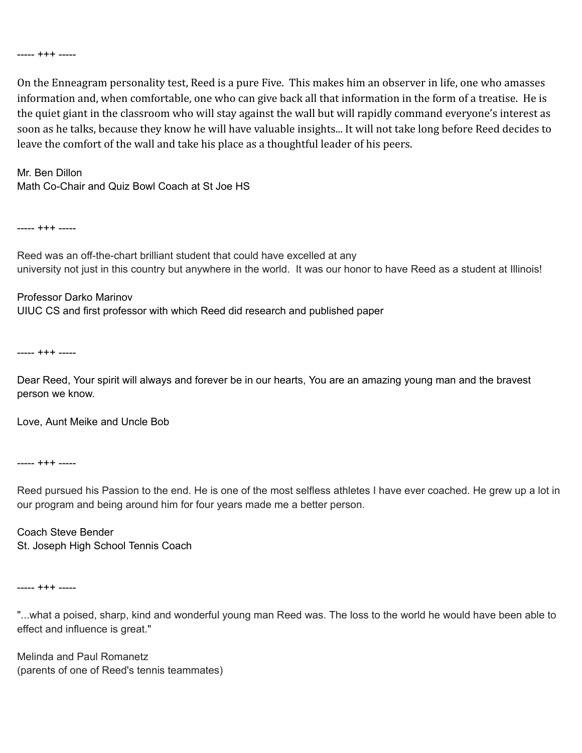----- +++ -----

On the Enneagram personality test, Reed is a pure Five. This makes him an observer in life, one who amasses information and, when comfortable, one who can give back all that information in the form of a treatise. He is the quiet giant in the classroom who will stay against the wall but will rapidly command everyone's interest as soon as he talks, because they know he will have valuable insights... It will not take long before Reed decides to leave the comfort of the wall and take his place as a thoughtful leader of his peers.

Mr. Ben Dillon
Math Co-Chair and Quiz Bowl Coach at St Joe HS

----- +++ -----

Reed was an off-the-chart brilliant student that could have excelled at any university not just in this country but anywhere in the world. It was our honor to have Reed as a student at Illinois!

Professor Darko Marinov
UIUC CS and first professor with which Reed did research and published paper

----- +++ -----

Dear Reed, Your spirit will always and forever be in our hearts, You are an amazing young man and the bravest person we know.

Love, Aunt Meike and Uncle Bob

----- +++ -----

Reed pursued his Passion to the end. He is one of the most selfless athletes I have ever coached. He grew up a lot in our program and being around him for four years made me a better person.

Coach Steve Bender
St. Joseph High School Tennis Coach

----- +++ -----

"...what a poised, sharp, kind and wonderful young man Reed was. The loss to the world he would have been able to effect and influence is great."

Melinda and Paul Romanetz
(parents of one of Reed's tennis teammates)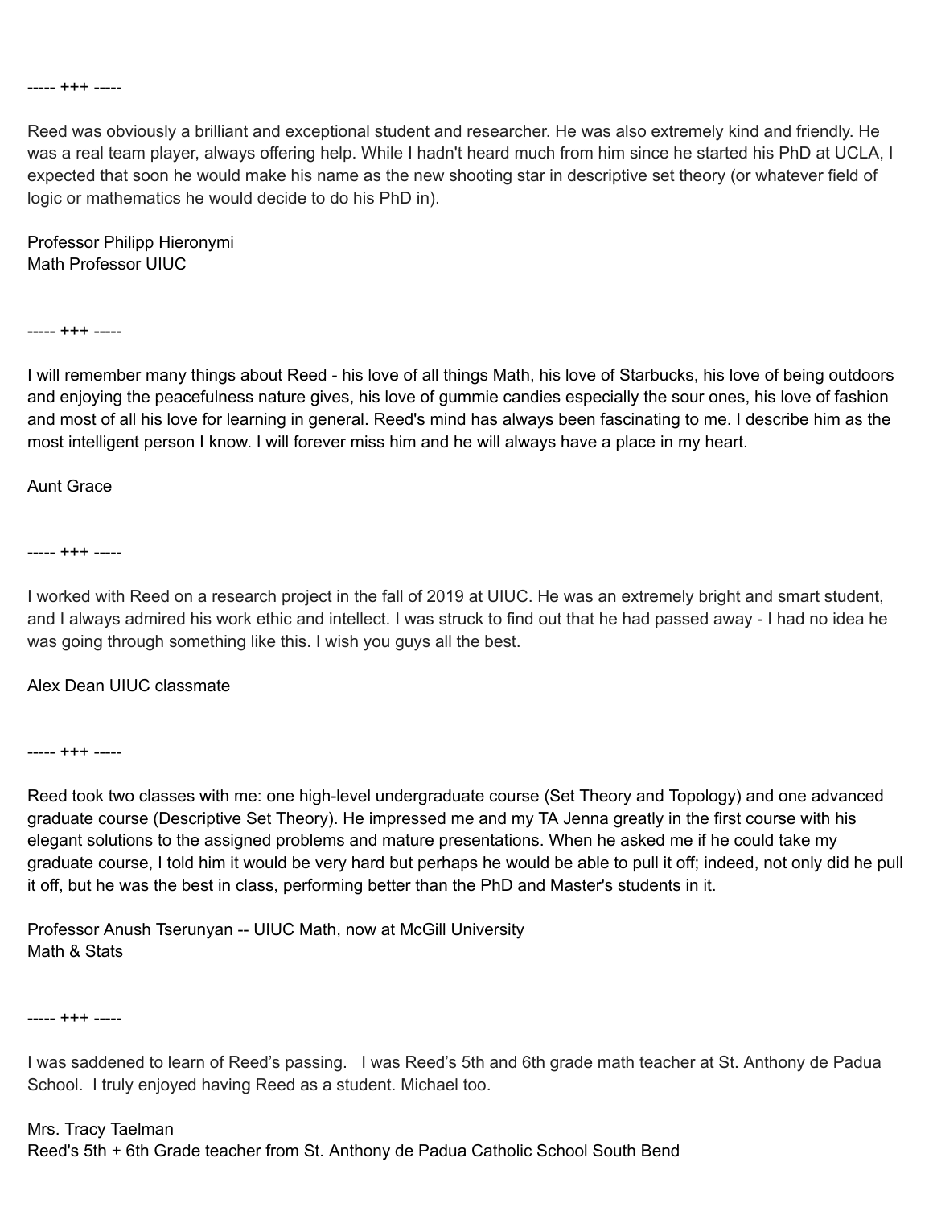----- +++ -----

Reed was obviously a brilliant and exceptional student and researcher. He was also extremely kind and friendly. He was a real team player, always offering help. While I hadn't heard much from him since he started his PhD at UCLA, I expected that soon he would make his name as the new shooting star in descriptive set theory (or whatever field of logic or mathematics he would decide to do his PhD in).

Professor Philipp Hieronymi
Math Professor UIUC

----- +++ -----

I will remember many things about Reed - his love of all things Math, his love of Starbucks, his love of being outdoors and enjoying the peacefulness nature gives, his love of gummie candies especially the sour ones, his love of fashion and most of all his love for learning in general. Reed's mind has always been fascinating to me. I describe him as the most intelligent person I know. I will forever miss him and he will always have a place in my heart.

Aunt Grace

----- +++ -----

I worked with Reed on a research project in the fall of 2019 at UIUC. He was an extremely bright and smart student, and I always admired his work ethic and intellect. I was struck to find out that he had passed away - I had no idea he was going through something like this. I wish you guys all the best.

Alex Dean UIUC classmate

----- +++ -----

Reed took two classes with me: one high-level undergraduate course (Set Theory and Topology) and one advanced graduate course (Descriptive Set Theory). He impressed me and my TA Jenna greatly in the first course with his elegant solutions to the assigned problems and mature presentations. When he asked me if he could take my graduate course, I told him it would be very hard but perhaps he would be able to pull it off; indeed, not only did he pull it off, but he was the best in class, performing better than the PhD and Master's students in it.

Professor Anush Tserunyan -- UIUC Math, now at McGill University
Math & Stats

----- +++ -----

I was saddened to learn of Reed's passing. I was Reed's 5th and 6th grade math teacher at St. Anthony de Padua School. I truly enjoyed having Reed as a student. Michael too.

Mrs. Tracy Taelman
Reed's 5th + 6th Grade teacher from St. Anthony de Padua Catholic School South Bend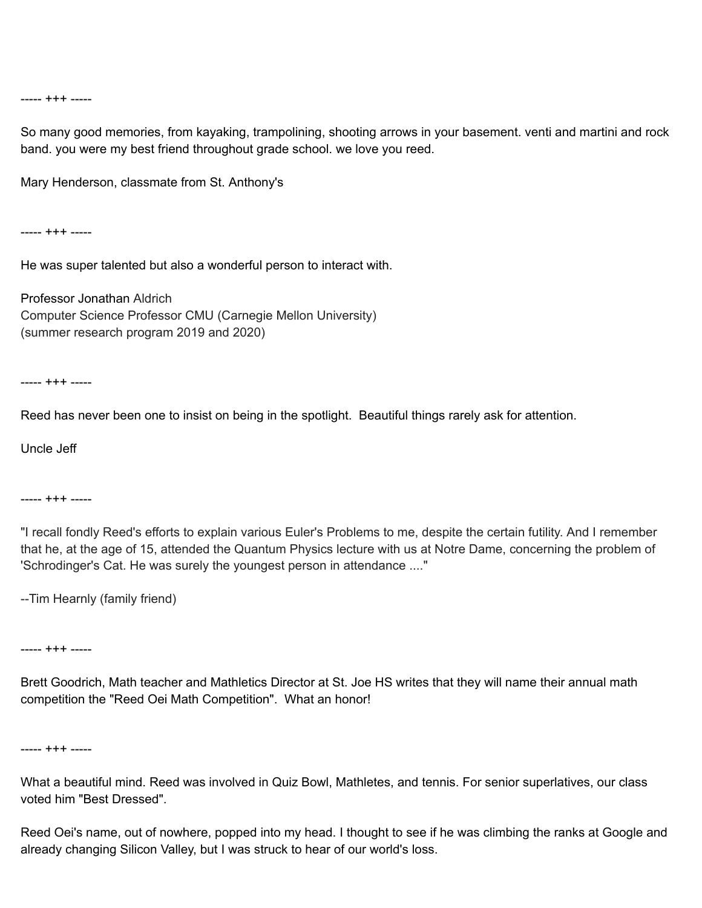----- +++ -----

So many good memories, from kayaking, trampolining, shooting arrows in your basement. venti and martini and rock band. you were my best friend throughout grade school. we love you reed.

Mary Henderson, classmate from St. Anthony's

----- +++ -----

He was super talented but also a wonderful person to interact with.

Professor Jonathan Aldrich  
Computer Science Professor CMU (Carnegie Mellon University)  
(summer research program 2019 and 2020)

----- +++ -----

Reed has never been one to insist on being in the spotlight. Beautiful things rarely ask for attention.

Uncle Jeff

----- +++ -----

"I recall fondly Reed's efforts to explain various Euler's Problems to me, despite the certain futility. And I remember that he, at the age of 15, attended the Quantum Physics lecture with us at Notre Dame, concerning the problem of 'Schrodinger's Cat. He was surely the youngest person in attendance ...."

--Tim Hearnly (family friend)

----- +++ -----

Brett Goodrich, Math teacher and Mathletics Director at St. Joe HS writes that they will name their annual math competition the "Reed Oei Math Competition". What an honor!

----- +++ -----

What a beautiful mind. Reed was involved in Quiz Bowl, Mathletes, and tennis. For senior superlatives, our class voted him "Best Dressed".

Reed Oei's name, out of nowhere, popped into my head. I thought to see if he was climbing the ranks at Google and already changing Silicon Valley, but I was struck to hear of our world's loss.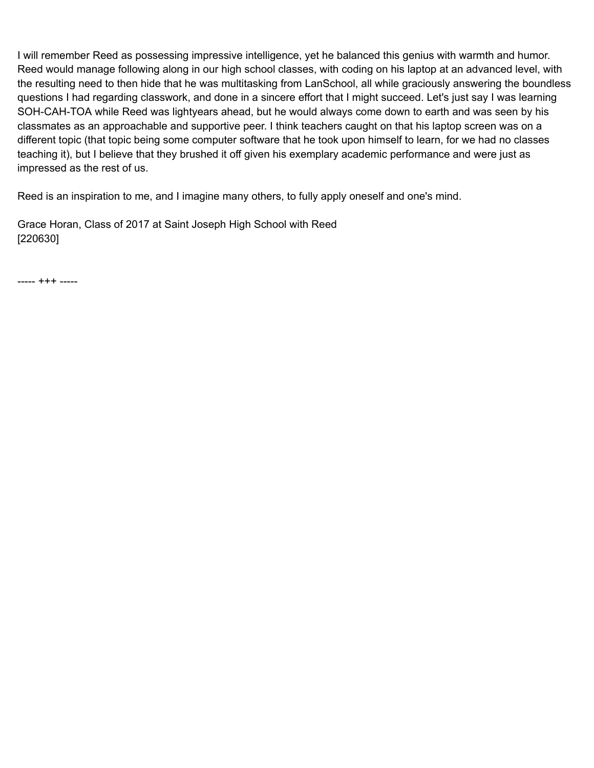I will remember Reed as possessing impressive intelligence, yet he balanced this genius with warmth and humor. Reed would manage following along in our high school classes, with coding on his laptop at an advanced level, with the resulting need to then hide that he was multitasking from LanSchool, all while graciously answering the boundless questions I had regarding classwork, and done in a sincere effort that I might succeed. Let's just say I was learning SOH-CAH-TOA while Reed was lightyears ahead, but he would always come down to earth and was seen by his classmates as an approachable and supportive peer. I think teachers caught on that his laptop screen was on a different topic (that topic being some computer software that he took upon himself to learn, for we had no classes teaching it), but I believe that they brushed it off given his exemplary academic performance and were just as impressed as the rest of us.

Reed is an inspiration to me, and I imagine many others, to fully apply oneself and one's mind.

Grace Horan, Class of 2017 at Saint Joseph High School with Reed
[220630]

----- +++ -----